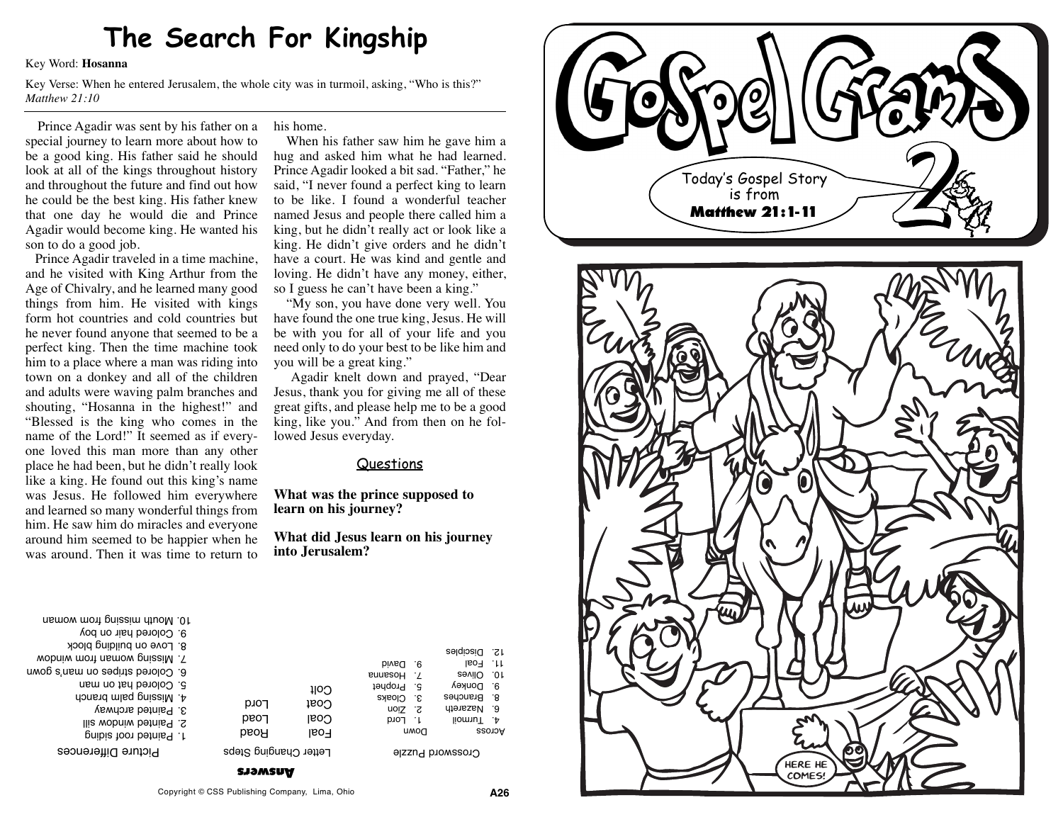# The Search For Kingship

Key Word: **Hosanna**

Key Verse: When he entered Jerusalem, the whole city was in turmoil, asking, "Who is this?" *Matthew 21:10*

Prince Agadir was sent by his father on a special journey to learn more about how to be a good king. His father said he should look at all of the kings throughout history and throughout the future and find out how he could be the best king. His father knew that one day he would die and Prince Agadir would become king. He wanted his son to do a good job.

Prince Agadir traveled in a time machine, and he visited with King Arthur from the Age of Chivalry, and he learned many good things from him. He visited with kings form hot countries and cold countries but he never found anyone that seemed to be a perfect king. Then the time machine took him to a place where a man was riding into town on a donkey and all of the children and adults were waving palm branches and shouting, "Hosanna in the highest!" and "Blessed is the king who comes in the name of the Lord!" It seemed as if everyone loved this man more than any other place he had been, but he didn't really look like a king. He found out this king's name was Jesus. He followed him everywhere and learned so many wonderful things from him. He saw him do miracles and everyone around him seemed to be happier when he was around. Then it was time to return to his home.

When his father saw him he gave him a hug and asked him what he had learned. Prince Agadir looked a bit sad. "Father," he said, "I never found a perfect king to learn to be like. I found a wonderful teacher named Jesus and people there called him a king, but he didn't really act or look like a king. He didn't give orders and he didn't have a court. He was kind and gentle and loving. He didn't have any money, either, so I guess he can't have been a king."

"My son, you have done very well. You have found the one true king, Jesus. He will be with you for all of your life and you need only to do your best to be like him and you will be a great king."

Agadir knelt down and prayed, "Dear Jesus, thank you for giving me all of these great gifts, and please help me to be a good king, like you." And from then on he followed Jesus everyday.

## Questions

**What was the prince supposed to learn on his journey?**

**What did Jesus learn on his journey into Jerusalem?**

## Answers

**Crossword Puzzle**

Across
4. Turmoil
6. Nazareth
8. Branches
9. Donkey
10. Olives
11. Foal
12. Disciples

Down
1. Lord
2. Zion
3. Cloaks
5. Prophet
7. Hosanna
9. David

**Letter Changing Steps**

Foal, Coal, Coat, Colt

Road, Load, Lord

**Picture Differences**

1. Painted roof siding
2. Painted window sill
3. Painted archway
4. Missing palm branch
5. Colored hat on man
6. Colored stripes on man's gown
7. Missing woman from window
8. Love on building block
9. Colored hair on boy
10. Mouth missing from woman

Copyright © CSS Publishing Company, Lima, Ohio

# Gospel Grams 2

Today's Gospel Story is from **Matthew 21:1-11**

HERE HE COMES!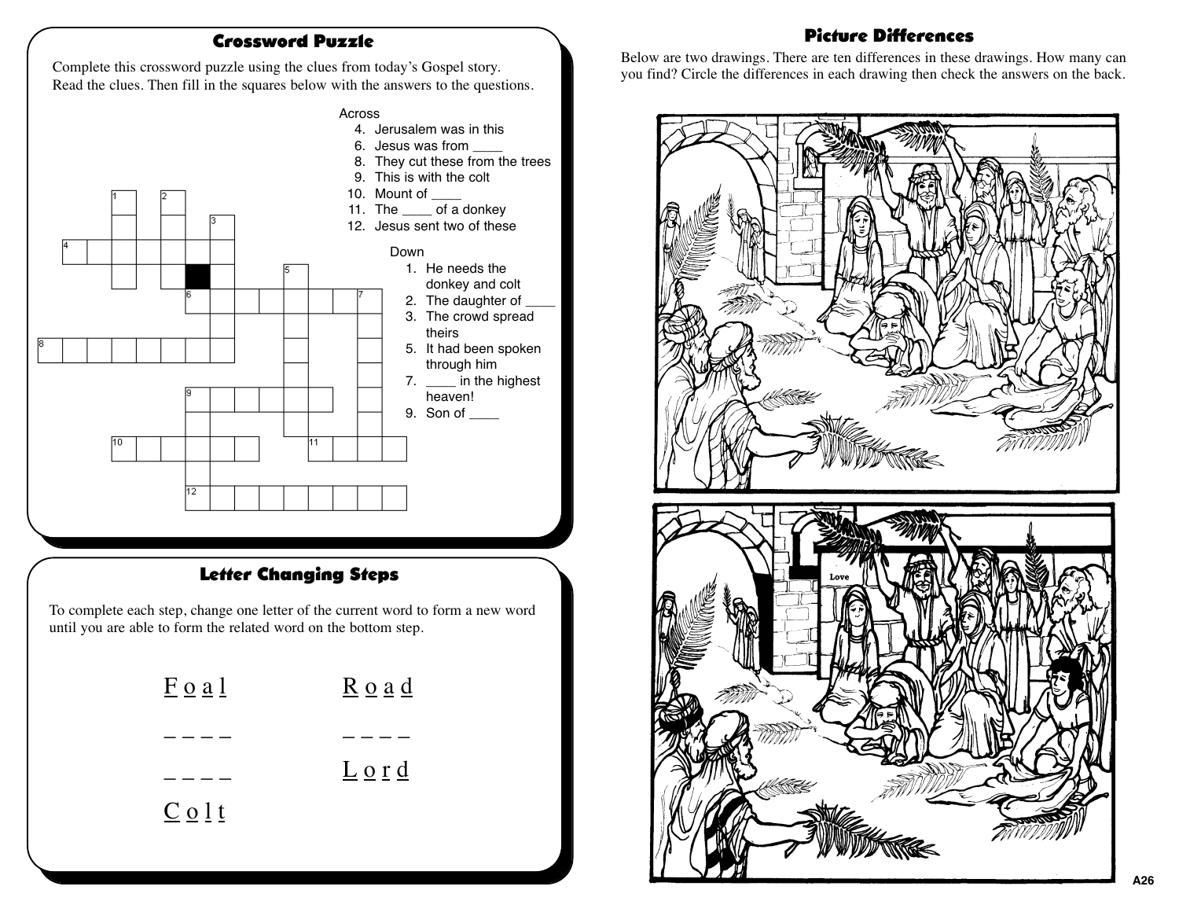## Crossword Puzzle

Complete this crossword puzzle using the clues from today's Gospel story. Read the clues. Then fill in the squares below with the answers to the questions.

Across

4. Jerusalem was in this
6. Jesus was from ____
8. They cut these from the trees
9. This is with the colt
10. Mount of ____
11. The ____ of a donkey
12. Jesus sent two of these

Down

1. He needs the donkey and colt
2. The daughter of ____
3. The crowd spread theirs
5. It had been spoken through him
7. ____ in the highest heaven!
9. Son of ____

## Letter Changing Steps

To complete each step, change one letter of the current word to form a new word until you are able to form the related word on the bottom step.

| | |
|---|---|
| Foal | Road |
| _ _ _ _ | _ _ _ _ |
| _ _ _ _ | Lord |
| Colt | |

## Picture Differences

Below are two drawings. There are ten differences in these drawings. How many can you find? Circle the differences in each drawing then check the answers on the back.

Love